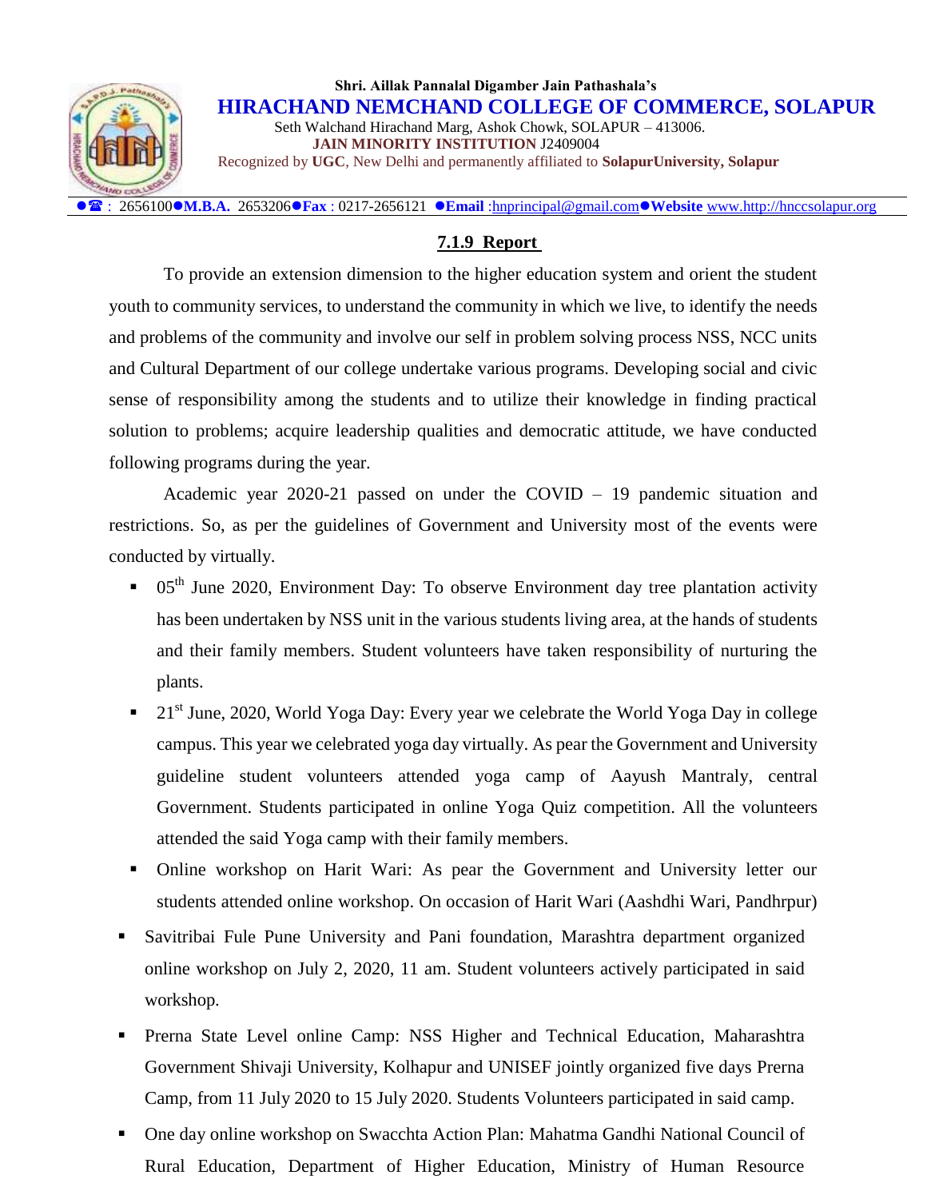Shri. Aillak Pannalal Digamber Jain Pathashala's

# HIRACHAND NEMCHAND COLLEGE OF COMMERCE, SOLAPUR

Seth Walchand Hirachand Marg, Ashok Chowk, SOLAPUR – 413006.
**JAIN MINORITY INSTITUTION** J2409004
Recognized by **UGC**, New Delhi and permanently affiliated to **SolapurUniversity, Solapur**

●☎ : 2656100●**M.B.A.** 2653206●**Fax** : 0217-2656121 ●**Email** :hnprincipal@gmail.com●**Website** www.http://hnccsolapur.org

## 7.1.9 Report

To provide an extension dimension to the higher education system and orient the student youth to community services, to understand the community in which we live, to identify the needs and problems of the community and involve our self in problem solving process NSS, NCC units and Cultural Department of our college undertake various programs. Developing social and civic sense of responsibility among the students and to utilize their knowledge in finding practical solution to problems; acquire leadership qualities and democratic attitude, we have conducted following programs during the year.

Academic year 2020-21 passed on under the COVID – 19 pandemic situation and restrictions. So, as per the guidelines of Government and University most of the events were conducted by virtually.

- 05th June 2020, Environment Day: To observe Environment day tree plantation activity has been undertaken by NSS unit in the various students living area, at the hands of students and their family members. Student volunteers have taken responsibility of nurturing the plants.
- 21st June, 2020, World Yoga Day: Every year we celebrate the World Yoga Day in college campus. This year we celebrated yoga day virtually. As pear the Government and University guideline student volunteers attended yoga camp of Aayush Mantraly, central Government. Students participated in online Yoga Quiz competition. All the volunteers attended the said Yoga camp with their family members.
- Online workshop on Harit Wari: As pear the Government and University letter our students attended online workshop. On occasion of Harit Wari (Aashdhi Wari, Pandhrpur)
- Savitribai Fule Pune University and Pani foundation, Marashtra department organized online workshop on July 2, 2020, 11 am. Student volunteers actively participated in said workshop.
- Prerna State Level online Camp: NSS Higher and Technical Education, Maharashtra Government Shivaji University, Kolhapur and UNISEF jointly organized five days Prerna Camp, from 11 July 2020 to 15 July 2020. Students Volunteers participated in said camp.
- One day online workshop on Swacchta Action Plan: Mahatma Gandhi National Council of Rural Education, Department of Higher Education, Ministry of Human Resource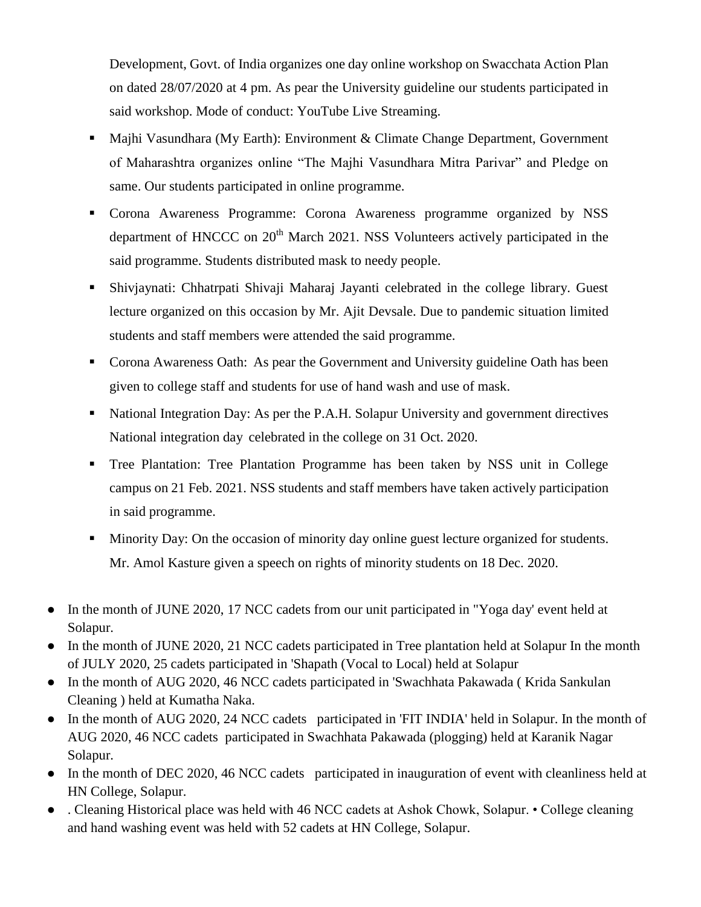Development, Govt. of India organizes one day online workshop on Swacchata Action Plan on dated 28/07/2020 at 4 pm. As pear the University guideline our students participated in said workshop. Mode of conduct: YouTube Live Streaming.

- Majhi Vasundhara (My Earth): Environment & Climate Change Department, Government of Maharashtra organizes online "The Majhi Vasundhara Mitra Parivar" and Pledge on same. Our students participated in online programme.
- Corona Awareness Programme: Corona Awareness programme organized by NSS department of HNCCC on 20th March 2021. NSS Volunteers actively participated in the said programme. Students distributed mask to needy people.
- Shivjaynati: Chhatrpati Shivaji Maharaj Jayanti celebrated in the college library. Guest lecture organized on this occasion by Mr. Ajit Devsale. Due to pandemic situation limited students and staff members were attended the said programme.
- Corona Awareness Oath: As pear the Government and University guideline Oath has been given to college staff and students for use of hand wash and use of mask.
- National Integration Day: As per the P.A.H. Solapur University and government directives National integration day celebrated in the college on 31 Oct. 2020.
- Tree Plantation: Tree Plantation Programme has been taken by NSS unit in College campus on 21 Feb. 2021. NSS students and staff members have taken actively participation in said programme.
- Minority Day: On the occasion of minority day online guest lecture organized for students. Mr. Amol Kasture given a speech on rights of minority students on 18 Dec. 2020.

- In the month of JUNE 2020, 17 NCC cadets from our unit participated in "Yoga day' event held at Solapur.
- In the month of JUNE 2020, 21 NCC cadets participated in Tree plantation held at Solapur In the month of JULY 2020, 25 cadets participated in 'Shapath (Vocal to Local) held at Solapur
- In the month of AUG 2020, 46 NCC cadets participated in 'Swachhata Pakawada ( Krida Sankulan Cleaning ) held at Kumatha Naka.
- In the month of AUG 2020, 24 NCC cadets participated in 'FIT INDIA' held in Solapur. In the month of AUG 2020, 46 NCC cadets participated in Swachhata Pakawada (plogging) held at Karanik Nagar Solapur.
- In the month of DEC 2020, 46 NCC cadets participated in inauguration of event with cleanliness held at HN College, Solapur.
- . Cleaning Historical place was held with 46 NCC cadets at Ashok Chowk, Solapur. • College cleaning and hand washing event was held with 52 cadets at HN College, Solapur.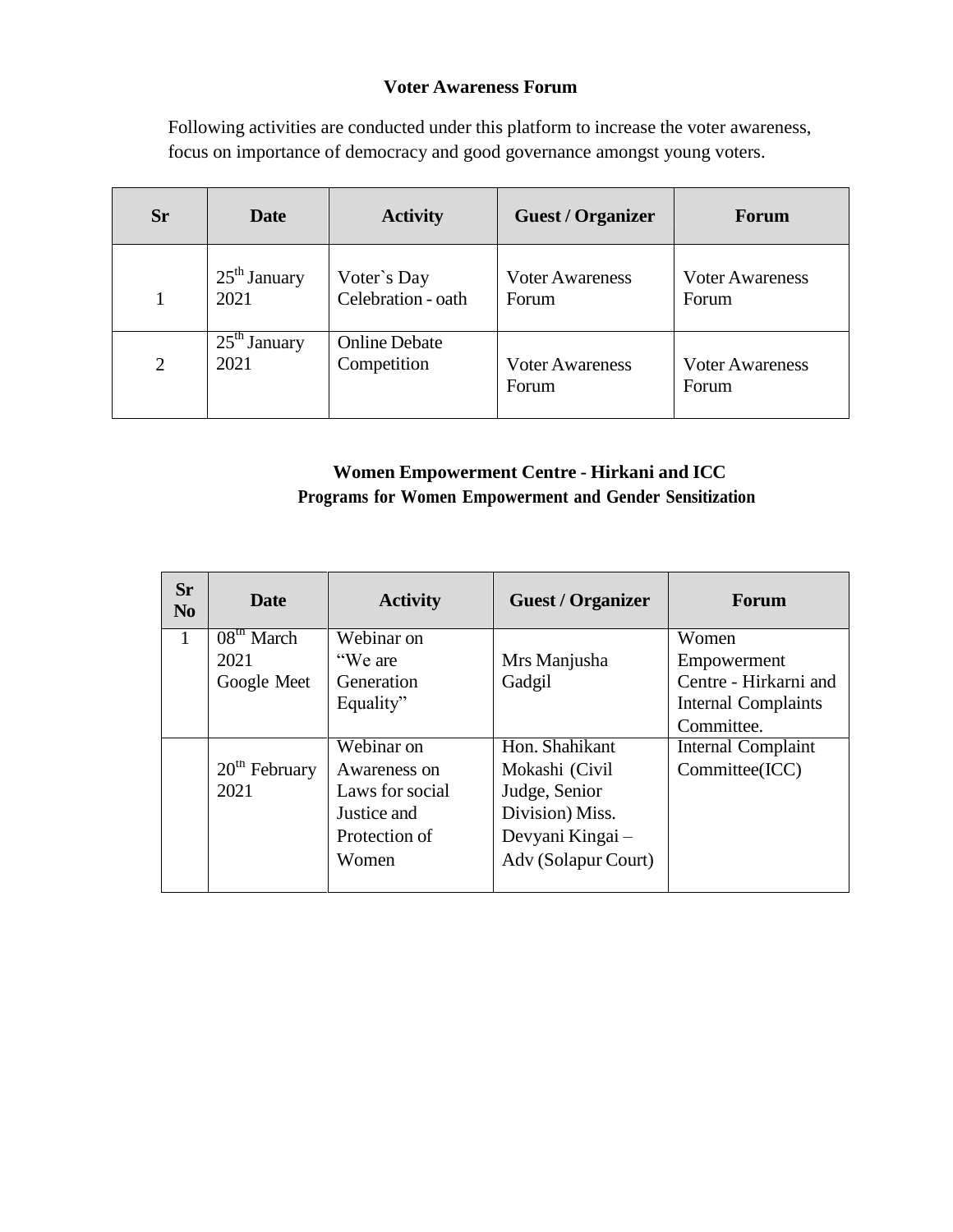**Voter Awareness Forum**

Following activities are conducted under this platform to increase the voter awareness, focus on importance of democracy and good governance amongst young voters.

| Sr | Date | Activity | Guest / Organizer | Forum |
|---|---|---|---|---|
| 1 | 25th January 2021 | Voter`s Day Celebration - oath | Voter Awareness Forum | Voter Awareness Forum |
| 2 | 25th January 2021 | Online Debate Competition | Voter Awareness Forum | Voter Awareness Forum |

**Women Empowerment Centre - Hirkani and ICC**

**Programs for Women Empowerment and Gender Sensitization**

| Sr No | Date | Activity | Guest / Organizer | Forum |
|---|---|---|---|---|
| 1 | 08th March 2021 Google Meet | Webinar on "We are Generation Equality" | Mrs Manjusha Gadgil | Women Empowerment Centre - Hirkani and Internal Complaints Committee. |
| | 20th February 2021 | Webinar on Awareness on Laws for social Justice and Protection of Women | Hon. Shahikant Mokashi (Civil Judge, Senior Division) Miss. Devyani Kingai – Adv (Solapur Court) | Internal Complaint Committee(ICC) |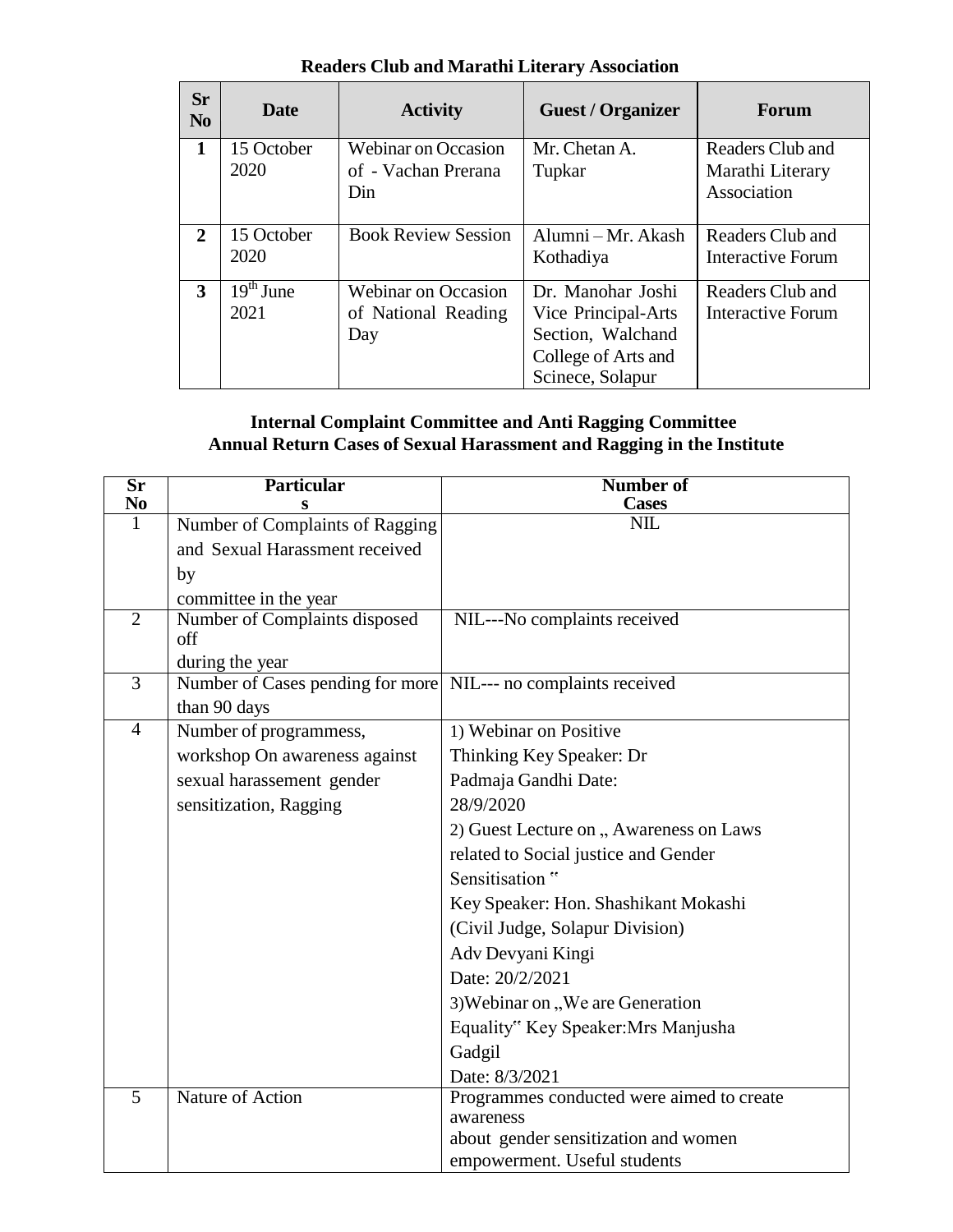**Readers Club and Marathi Literary Association**

| Sr No | Date | Activity | Guest / Organizer | Forum |
|---|---|---|---|---|
| 1 | 15 October 2020 | Webinar on Occasion of - Vachan Prerana Din | Mr. Chetan A. Tupkar | Readers Club and Marathi Literary Association |
| 2 | 15 October 2020 | Book Review Session | Alumni – Mr. Akash Kothadiya | Readers Club and Interactive Forum |
| 3 | 19th June 2021 | Webinar on Occasion of National Reading Day | Dr. Manohar Joshi Vice Principal-Arts Section, Walchand College of Arts and Scinece, Solapur | Readers Club and Interactive Forum |

**Internal Complaint Committee and Anti Ragging Committee**
**Annual Return Cases of Sexual Harassment and Ragging in the Institute**

| Sr No | Particulars | Number of Cases |
|---|---|---|
| 1 | Number of Complaints of Ragging and Sexual Harassment received by committee in the year | NIL |
| 2 | Number of Complaints disposed off during the year | NIL---No complaints received |
| 3 | Number of Cases pending for more than 90 days | NIL--- no complaints received |
| 4 | Number of programmess, workshop On awareness against sexual harassement gender sensitization, Ragging | 1) Webinar on Positive Thinking Key Speaker: Dr Padmaja Gandhi Date: 28/9/2020<br>2) Guest Lecture on „ Awareness on Laws related to Social justice and Gender Sensitisation "<br>Key Speaker: Hon. Shashikant Mokashi (Civil Judge, Solapur Division)<br>Adv Devyani Kingi<br>Date: 20/2/2021<br>3)Webinar on „We are Generation Equality" Key Speaker:Mrs Manjusha Gadgil<br>Date: 8/3/2021 |
| 5 | Nature of Action | Programmes conducted were aimed to create awareness about gender sensitization and women empowerment. Useful students |